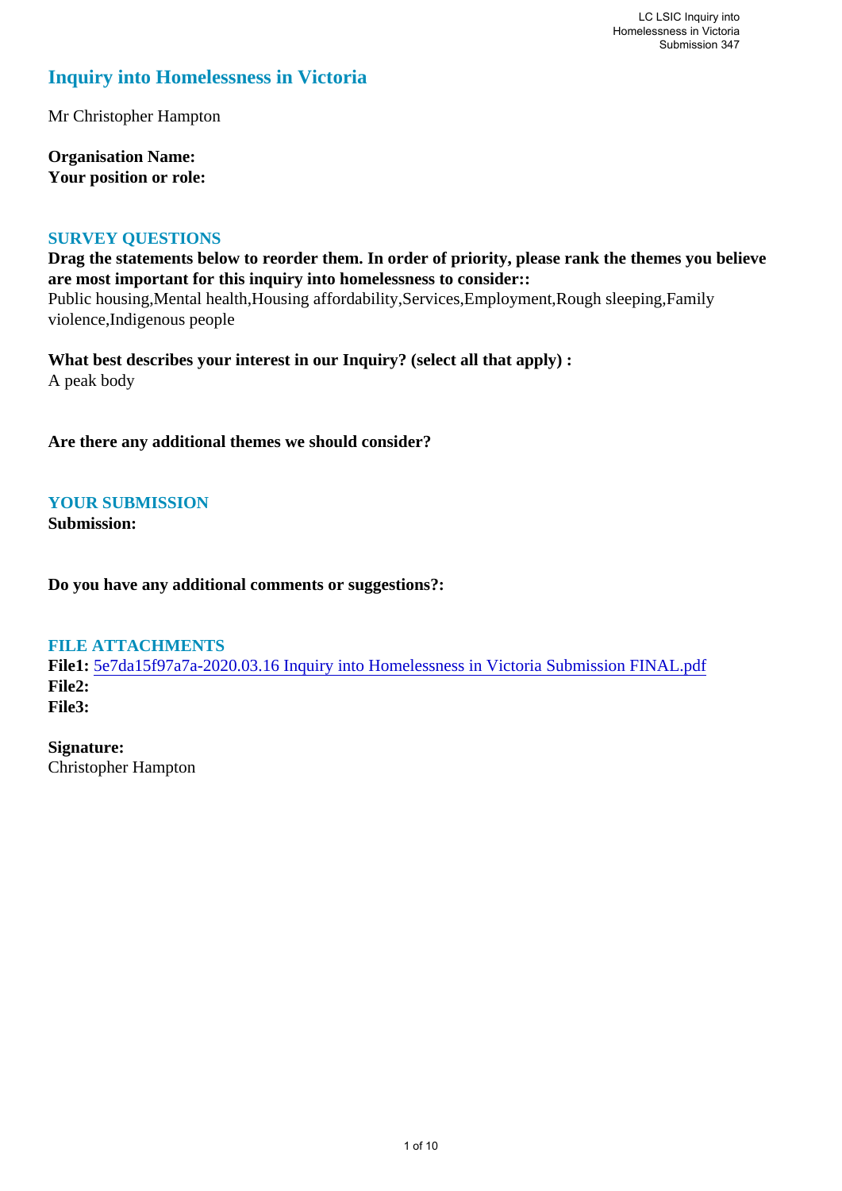# Inquiry into Homelessness in Victoria

Mr Christopher Hampton

**Organisation Name:**
**Your position or role:**

## SURVEY QUESTIONS

**Drag the statements below to reorder them. In order of priority, please rank the themes you believe are most important for this inquiry into homelessness to consider::**
Public housing,Mental health,Housing affordability,Services,Employment,Rough sleeping,Family violence,Indigenous people

**What best describes your interest in our Inquiry? (select all that apply) :**
A peak body

**Are there any additional themes we should consider?**

## YOUR SUBMISSION

**Submission:**

**Do you have any additional comments or suggestions?:**

## FILE ATTACHMENTS

**File1:** 5e7da15f97a7a-2020.03.16 Inquiry into Homelessness in Victoria Submission FINAL.pdf
**File2:**
**File3:**

**Signature:**
Christopher Hampton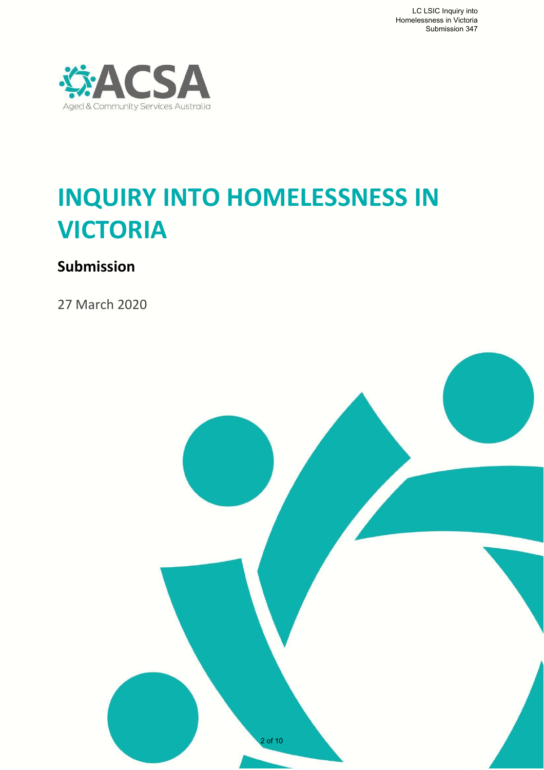ACSA

Aged & Community Services Australia

# INQUIRY INTO HOMELESSNESS IN VICTORIA

## Submission

27 March 2020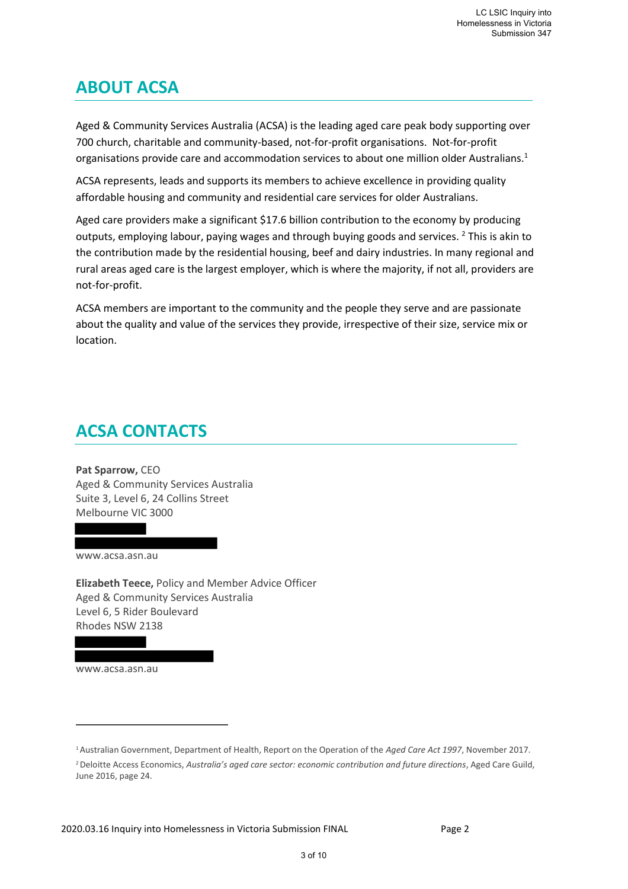## ABOUT ACSA

Aged & Community Services Australia (ACSA) is the leading aged care peak body supporting over 700 church, charitable and community-based, not-for-profit organisations. Not-for-profit organisations provide care and accommodation services to about one million older Australians.[1]

ACSA represents, leads and supports its members to achieve excellence in providing quality affordable housing and community and residential care services for older Australians.

Aged care providers make a significant $17.6 billion contribution to the economy by producing outputs, employing labour, paying wages and through buying goods and services. [2] This is akin to the contribution made by the residential housing, beef and dairy industries. In many regional and rural areas aged care is the largest employer, which is where the majority, if not all, providers are not-for-profit.

ACSA members are important to the community and the people they serve and are passionate about the quality and value of the services they provide, irrespective of their size, service mix or location.

## ACSA CONTACTS

**Pat Sparrow,** CEO
Aged & Community Services Australia
Suite 3, Level 6, 24 Collins Street
Melbourne VIC 3000

www.acsa.asn.au

**Elizabeth Teece,** Policy and Member Advice Officer
Aged & Community Services Australia
Level 6, 5 Rider Boulevard
Rhodes NSW 2138

www.acsa.asn.au

---

[1] Australian Government, Department of Health, Report on the Operation of the *Aged Care Act 1997*, November 2017.

[2] Deloitte Access Economics, *Australia's aged care sector: economic contribution and future directions*, Aged Care Guild, June 2016, page 24.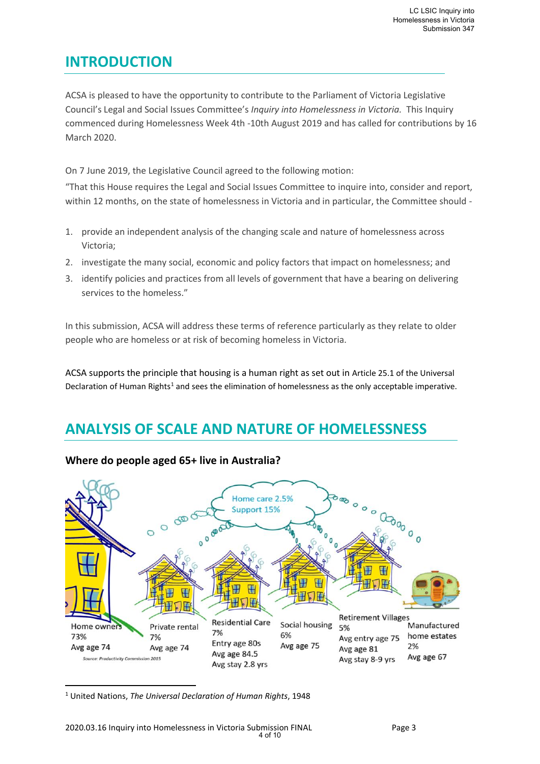## INTRODUCTION

ACSA is pleased to have the opportunity to contribute to the Parliament of Victoria Legislative Council's Legal and Social Issues Committee's *Inquiry into Homelessness in Victoria*. This Inquiry commenced during Homelessness Week 4th -10th August 2019 and has called for contributions by 16 March 2020.

On 7 June 2019, the Legislative Council agreed to the following motion:

"That this House requires the Legal and Social Issues Committee to inquire into, consider and report, within 12 months, on the state of homelessness in Victoria and in particular, the Committee should -

1. provide an independent analysis of the changing scale and nature of homelessness across Victoria;
2. investigate the many social, economic and policy factors that impact on homelessness; and
3. identify policies and practices from all levels of government that have a bearing on delivering services to the homeless."

In this submission, ACSA will address these terms of reference particularly as they relate to older people who are homeless or at risk of becoming homeless in Victoria.

ACSA supports the principle that housing is a human right as set out in Article 25.1 of the Universal Declaration of Human Rights[1] and sees the elimination of homelessness as the only acceptable imperative.

## ANALYSIS OF SCALE AND NATURE OF HOMELESSNESS

### Where do people aged 65+ live in Australia?

Home care 2.5%
Support 15%

Home owners 73% Avg age 74

Private rental 7% Avg age 74

Residential Care 7% Entry age 80s Avg age 84.5 Avg stay 2.8 yrs

Social housing 6% Avg age 75

Retirement Villages 5% Avg entry age 75 Avg age 81 Avg stay 8-9 yrs

Manufactured home estates 2% Avg age 67

*Source: Productivity Commission 2015*

[1] United Nations, *The Universal Declaration of Human Rights*, 1948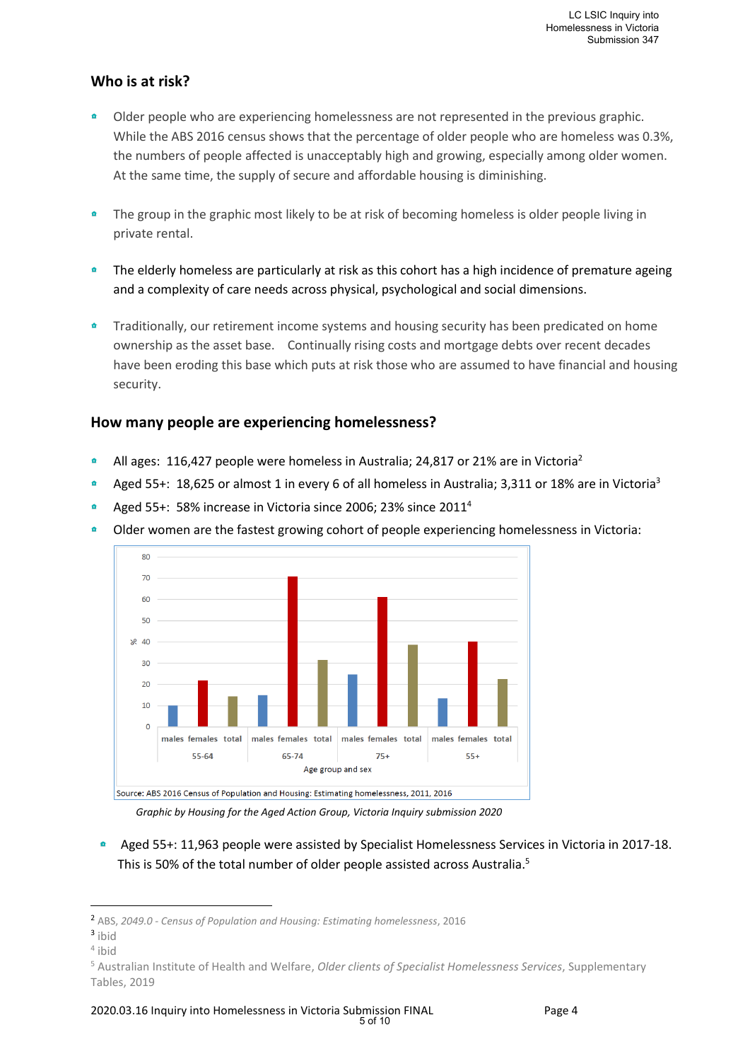## Who is at risk?

- Older people who are experiencing homelessness are not represented in the previous graphic. While the ABS 2016 census shows that the percentage of older people who are homeless was 0.3%, the numbers of people affected is unacceptably high and growing, especially among older women. At the same time, the supply of secure and affordable housing is diminishing.

- The group in the graphic most likely to be at risk of becoming homeless is older people living in private rental.

- The elderly homeless are particularly at risk as this cohort has a high incidence of premature ageing and a complexity of care needs across physical, psychological and social dimensions.

- Traditionally, our retirement income systems and housing security has been predicated on home ownership as the asset base. Continually rising costs and mortgage debts over recent decades have been eroding this base which puts at risk those who are assumed to have financial and housing security.

## How many people are experiencing homelessness?

- All ages: 116,427 people were homeless in Australia; 24,817 or 21% are in Victoria[2]
- Aged 55+: 18,625 or almost 1 in every 6 of all homeless in Australia; 3,311 or 18% are in Victoria[3]
- Aged 55+: 58% increase in Victoria since 2006; 23% since 2011[4]
- Older women are the fastest growing cohort of people experiencing homelessness in Victoria:

Source: ABS 2016 Census of Population and Housing: Estimating homelessness, 2011, 2016

*Graphic by Housing for the Aged Action Group, Victoria Inquiry submission 2020*

- Aged 55+: 11,963 people were assisted by Specialist Homelessness Services in Victoria in 2017-18. This is 50% of the total number of older people assisted across Australia.[5]

---

[2] ABS, *2049.0 - Census of Population and Housing: Estimating homelessness*, 2016

[3] ibid

[4] ibid

[5] Australian Institute of Health and Welfare, *Older clients of Specialist Homelessness Services*, Supplementary Tables, 2019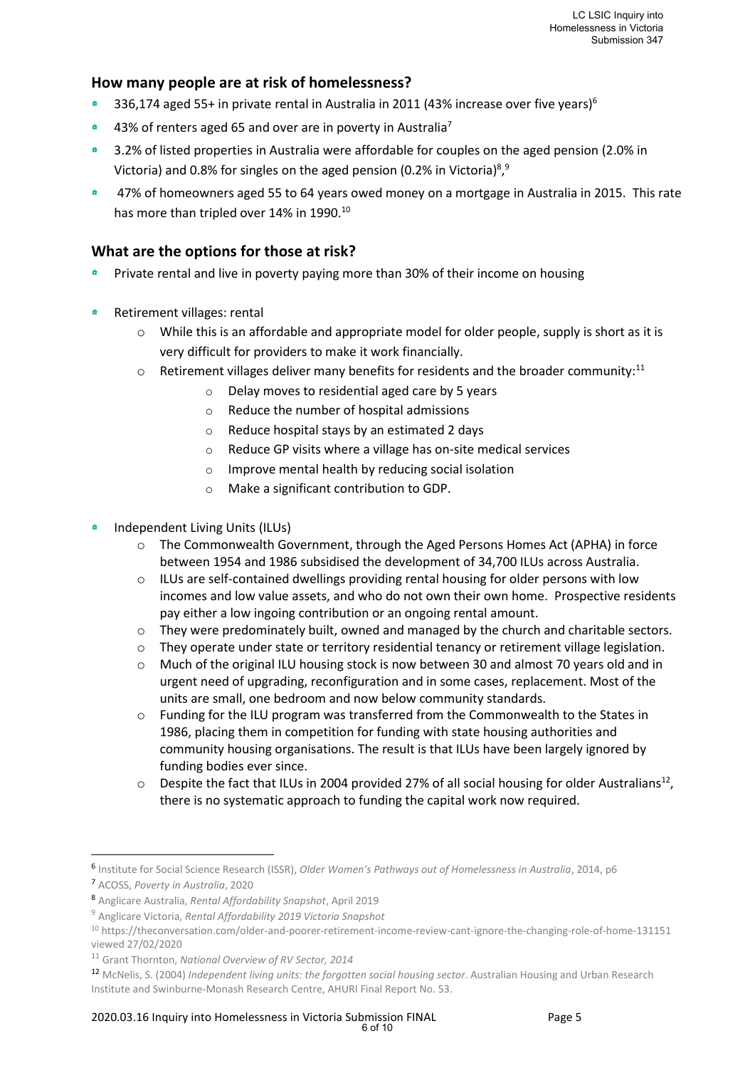## How many people are at risk of homelessness?

- 336,174 aged 55+ in private rental in Australia in 2011 (43% increase over five years)[6]
- 43% of renters aged 65 and over are in poverty in Australia[7]
- 3.2% of listed properties in Australia were affordable for couples on the aged pension (2.0% in Victoria) and 0.8% for singles on the aged pension (0.2% in Victoria)[8],[9]
- 47% of homeowners aged 55 to 64 years owed money on a mortgage in Australia in 2015. This rate has more than tripled over 14% in 1990.[10]

## What are the options for those at risk?

- Private rental and live in poverty paying more than 30% of their income on housing
- Retirement villages: rental
  - While this is an affordable and appropriate model for older people, supply is short as it is very difficult for providers to make it work financially.
  - Retirement villages deliver many benefits for residents and the broader community:[11]
    - Delay moves to residential aged care by 5 years
    - Reduce the number of hospital admissions
    - Reduce hospital stays by an estimated 2 days
    - Reduce GP visits where a village has on-site medical services
    - Improve mental health by reducing social isolation
    - Make a significant contribution to GDP.
- Independent Living Units (ILUs)
  - The Commonwealth Government, through the Aged Persons Homes Act (APHA) in force between 1954 and 1986 subsidised the development of 34,700 ILUs across Australia.
  - ILUs are self-contained dwellings providing rental housing for older persons with low incomes and low value assets, and who do not own their own home. Prospective residents pay either a low ingoing contribution or an ongoing rental amount.
  - They were predominately built, owned and managed by the church and charitable sectors.
  - They operate under state or territory residential tenancy or retirement village legislation.
  - Much of the original ILU housing stock is now between 30 and almost 70 years old and in urgent need of upgrading, reconfiguration and in some cases, replacement. Most of the units are small, one bedroom and now below community standards.
  - Funding for the ILU program was transferred from the Commonwealth to the States in 1986, placing them in competition for funding with state housing authorities and community housing organisations. The result is that ILUs have been largely ignored by funding bodies ever since.
  - Despite the fact that ILUs in 2004 provided 27% of all social housing for older Australians[12], there is no systematic approach to funding the capital work now required.

---

[6] Institute for Social Science Research (ISSR), *Older Women's Pathways out of Homelessness in Australia*, 2014, p6

[7] ACOSS, *Poverty in Australia*, 2020

[8] Anglicare Australia, *Rental Affordability Snapshot*, April 2019

[9] Anglicare Victoria, *Rental Affordability 2019 Victoria Snapshot*

[10] https://theconversation.com/older-and-poorer-retirement-income-review-cant-ignore-the-changing-role-of-home-131151 viewed 27/02/2020

[11] Grant Thornton, *National Overview of RV Sector, 2014*

[12] McNelis, S. (2004) *Independent living units: the forgotten social housing sector*. Australian Housing and Urban Research Institute and Swinburne-Monash Research Centre, AHURI Final Report No. 53.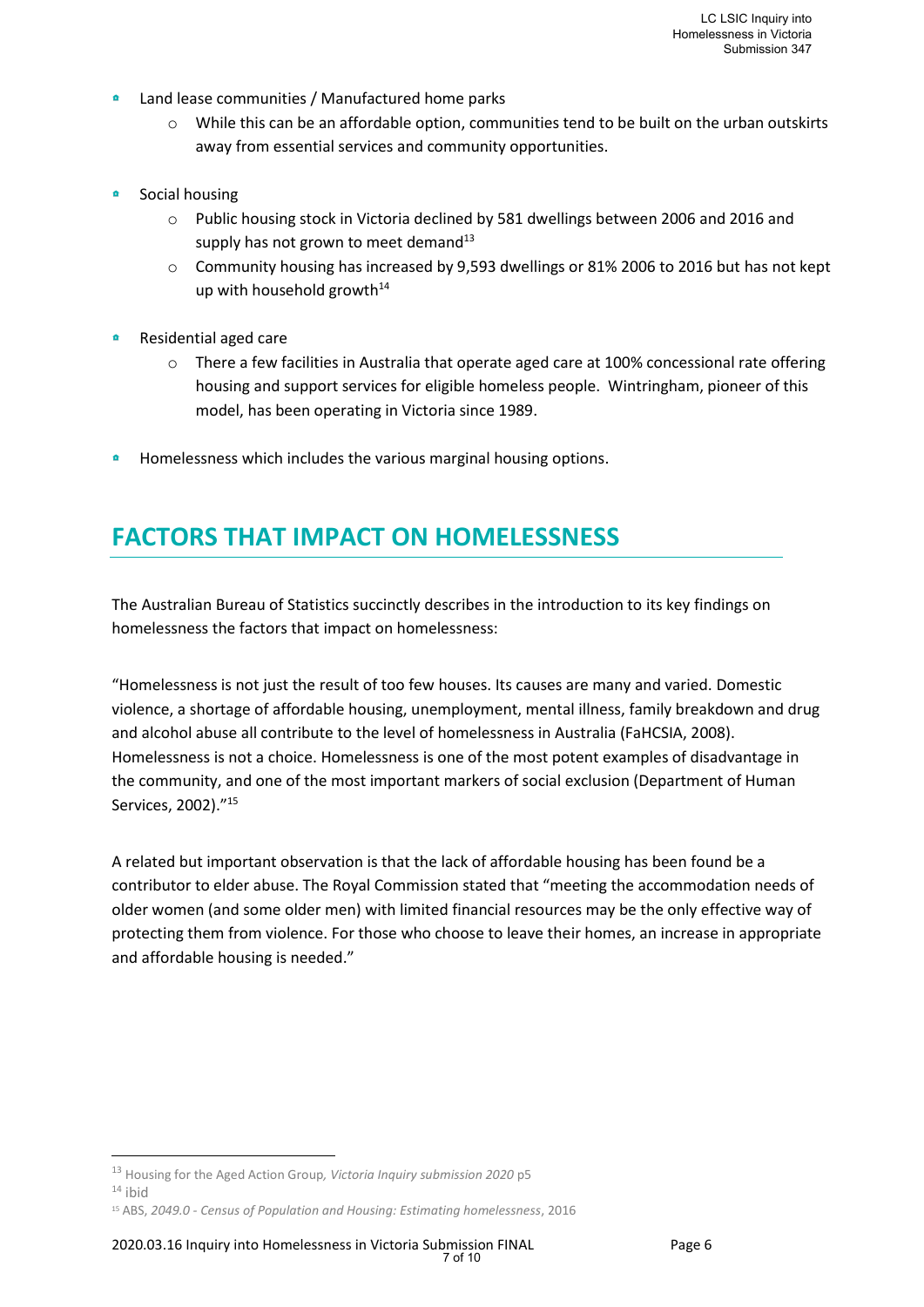- Land lease communities / Manufactured home parks
  - While this can be an affordable option, communities tend to be built on the urban outskirts away from essential services and community opportunities.
- Social housing
  - Public housing stock in Victoria declined by 581 dwellings between 2006 and 2016 and supply has not grown to meet demand[13]
  - Community housing has increased by 9,593 dwellings or 81% 2006 to 2016 but has not kept up with household growth[14]
- Residential aged care
  - There a few facilities in Australia that operate aged care at 100% concessional rate offering housing and support services for eligible homeless people. Wintringham, pioneer of this model, has been operating in Victoria since 1989.
- Homelessness which includes the various marginal housing options.

## FACTORS THAT IMPACT ON HOMELESSNESS

The Australian Bureau of Statistics succinctly describes in the introduction to its key findings on homelessness the factors that impact on homelessness:

"Homelessness is not just the result of too few houses. Its causes are many and varied. Domestic violence, a shortage of affordable housing, unemployment, mental illness, family breakdown and drug and alcohol abuse all contribute to the level of homelessness in Australia (FaHCSIA, 2008). Homelessness is not a choice. Homelessness is one of the most potent examples of disadvantage in the community, and one of the most important markers of social exclusion (Department of Human Services, 2002)."[15]

A related but important observation is that the lack of affordable housing has been found be a contributor to elder abuse. The Royal Commission stated that "meeting the accommodation needs of older women (and some older men) with limited financial resources may be the only effective way of protecting them from violence. For those who choose to leave their homes, an increase in appropriate and affordable housing is needed."

---

[13] Housing for the Aged Action Group, *Victoria Inquiry submission 2020* p5

[14] ibid

[15] ABS, *2049.0 - Census of Population and Housing: Estimating homelessness*, 2016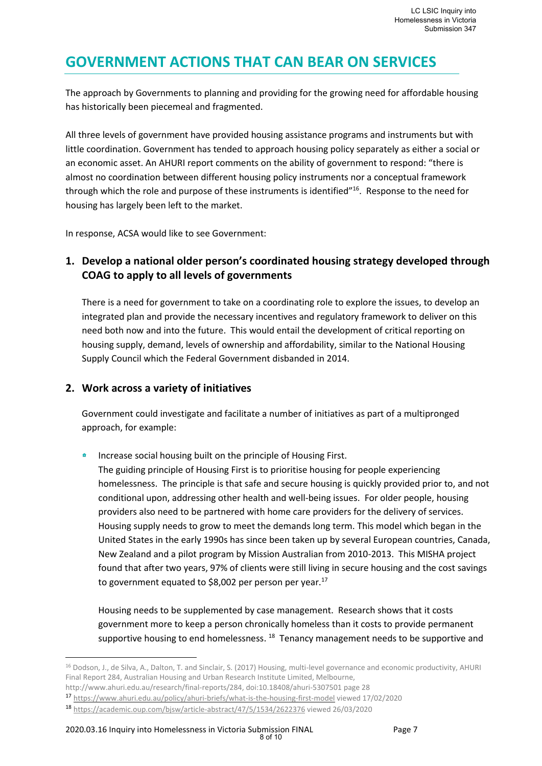# GOVERNMENT ACTIONS THAT CAN BEAR ON SERVICES

The approach by Governments to planning and providing for the growing need for affordable housing has historically been piecemeal and fragmented.

All three levels of government have provided housing assistance programs and instruments but with little coordination. Government has tended to approach housing policy separately as either a social or an economic asset. An AHURI report comments on the ability of government to respond: "there is almost no coordination between different housing policy instruments nor a conceptual framework through which the role and purpose of these instruments is identified"[16]. Response to the need for housing has largely been left to the market.

In response, ACSA would like to see Government:

## 1. Develop a national older person's coordinated housing strategy developed through COAG to apply to all levels of governments

There is a need for government to take on a coordinating role to explore the issues, to develop an integrated plan and provide the necessary incentives and regulatory framework to deliver on this need both now and into the future. This would entail the development of critical reporting on housing supply, demand, levels of ownership and affordability, similar to the National Housing Supply Council which the Federal Government disbanded in 2014.

## 2. Work across a variety of initiatives

Government could investigate and facilitate a number of initiatives as part of a multipronged approach, for example:

- Increase social housing built on the principle of Housing First.
  The guiding principle of Housing First is to prioritise housing for people experiencing homelessness. The principle is that safe and secure housing is quickly provided prior to, and not conditional upon, addressing other health and well-being issues. For older people, housing providers also need to be partnered with home care providers for the delivery of services. Housing supply needs to grow to meet the demands long term. This model which began in the United States in the early 1990s has since been taken up by several European countries, Canada, New Zealand and a pilot program by Mission Australian from 2010-2013. This MISHA project found that after two years, 97% of clients were still living in secure housing and the cost savings to government equated to $8,002 per person per year.[17]

  Housing needs to be supplemented by case management. Research shows that it costs government more to keep a person chronically homeless than it costs to provide permanent supportive housing to end homelessness. [18] Tenancy management needs to be supportive and

---

[16] Dodson, J., de Silva, A., Dalton, T. and Sinclair, S. (2017) Housing, multi-level governance and economic productivity, AHURI Final Report 284, Australian Housing and Urban Research Institute Limited, Melbourne, http://www.ahuri.edu.au/research/final-reports/284, doi:10.18408/ahuri-5307501 page 28

[17] https://www.ahuri.edu.au/policy/ahuri-briefs/what-is-the-housing-first-model viewed 17/02/2020

[18] https://academic.oup.com/bjsw/article-abstract/47/5/1534/2622376 viewed 26/03/2020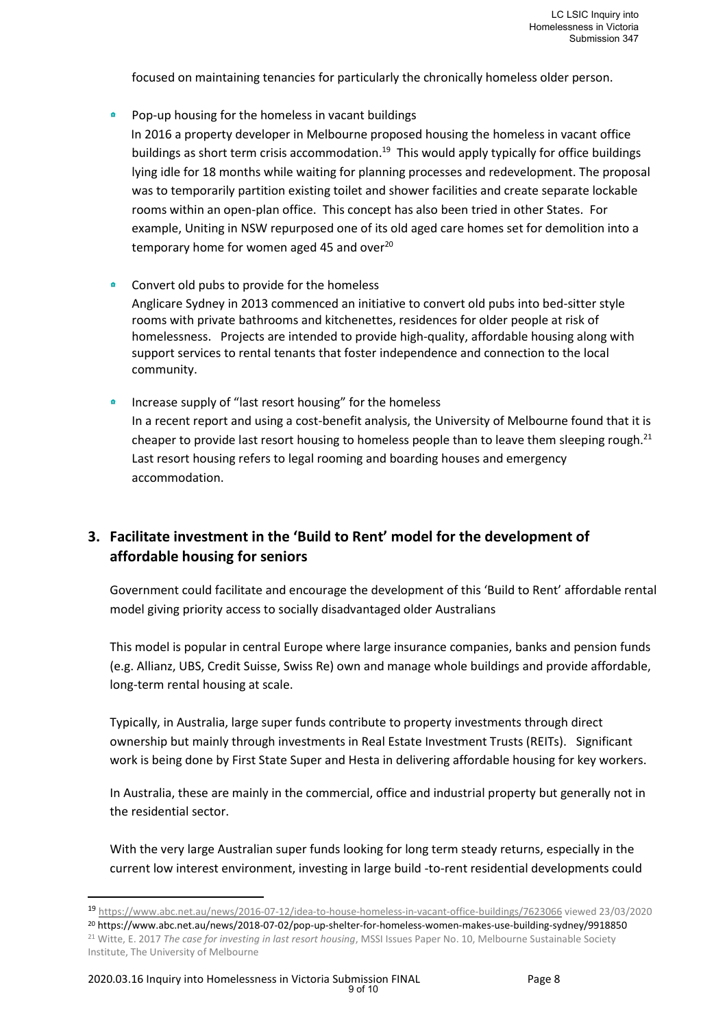focused on maintaining tenancies for particularly the chronically homeless older person.

- Pop-up housing for the homeless in vacant buildings
  In 2016 a property developer in Melbourne proposed housing the homeless in vacant office buildings as short term crisis accommodation.[19] This would apply typically for office buildings lying idle for 18 months while waiting for planning processes and redevelopment. The proposal was to temporarily partition existing toilet and shower facilities and create separate lockable rooms within an open-plan office. This concept has also been tried in other States. For example, Uniting in NSW repurposed one of its old aged care homes set for demolition into a temporary home for women aged 45 and over[20]

- Convert old pubs to provide for the homeless
  Anglicare Sydney in 2013 commenced an initiative to convert old pubs into bed-sitter style rooms with private bathrooms and kitchenettes, residences for older people at risk of homelessness. Projects are intended to provide high-quality, affordable housing along with support services to rental tenants that foster independence and connection to the local community.

- Increase supply of "last resort housing" for the homeless
  In a recent report and using a cost-benefit analysis, the University of Melbourne found that it is cheaper to provide last resort housing to homeless people than to leave them sleeping rough.[21] Last resort housing refers to legal rooming and boarding houses and emergency accommodation.

## 3. Facilitate investment in the 'Build to Rent' model for the development of affordable housing for seniors

Government could facilitate and encourage the development of this 'Build to Rent' affordable rental model giving priority access to socially disadvantaged older Australians

This model is popular in central Europe where large insurance companies, banks and pension funds (e.g. Allianz, UBS, Credit Suisse, Swiss Re) own and manage whole buildings and provide affordable, long-term rental housing at scale.

Typically, in Australia, large super funds contribute to property investments through direct ownership but mainly through investments in Real Estate Investment Trusts (REITs). Significant work is being done by First State Super and Hesta in delivering affordable housing for key workers.

In Australia, these are mainly in the commercial, office and industrial property but generally not in the residential sector.

With the very large Australian super funds looking for long term steady returns, especially in the current low interest environment, investing in large build -to-rent residential developments could

---

[19] https://www.abc.net.au/news/2016-07-12/idea-to-house-homeless-in-vacant-office-buildings/7623066 viewed 23/03/2020

[20] https://www.abc.net.au/news/2018-07-02/pop-up-shelter-for-homeless-women-makes-use-building-sydney/9918850

[21] Witte, E. 2017 *The case for investing in last resort housing*, MSSI Issues Paper No. 10, Melbourne Sustainable Society Institute, The University of Melbourne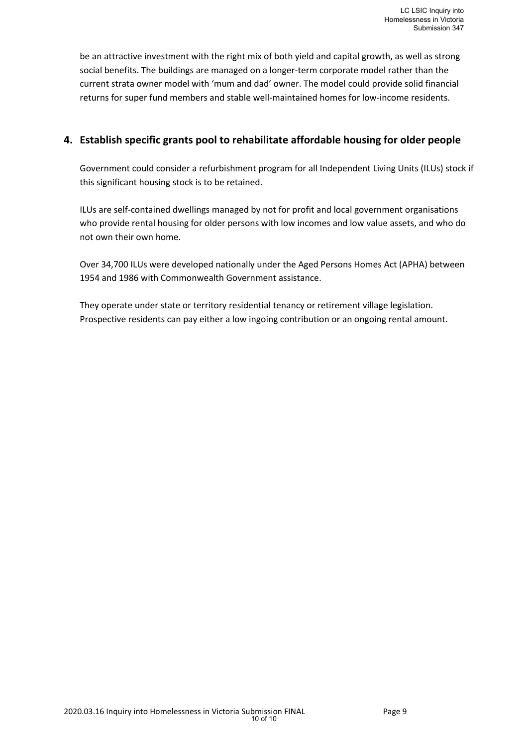be an attractive investment with the right mix of both yield and capital growth, as well as strong social benefits. The buildings are managed on a longer-term corporate model rather than the current strata owner model with 'mum and dad' owner. The model could provide solid financial returns for super fund members and stable well-maintained homes for low-income residents.

## 4. Establish specific grants pool to rehabilitate affordable housing for older people

Government could consider a refurbishment program for all Independent Living Units (ILUs) stock if this significant housing stock is to be retained.

ILUs are self-contained dwellings managed by not for profit and local government organisations who provide rental housing for older persons with low incomes and low value assets, and who do not own their own home.

Over 34,700 ILUs were developed nationally under the Aged Persons Homes Act (APHA) between 1954 and 1986 with Commonwealth Government assistance.

They operate under state or territory residential tenancy or retirement village legislation. Prospective residents can pay either a low ingoing contribution or an ongoing rental amount.